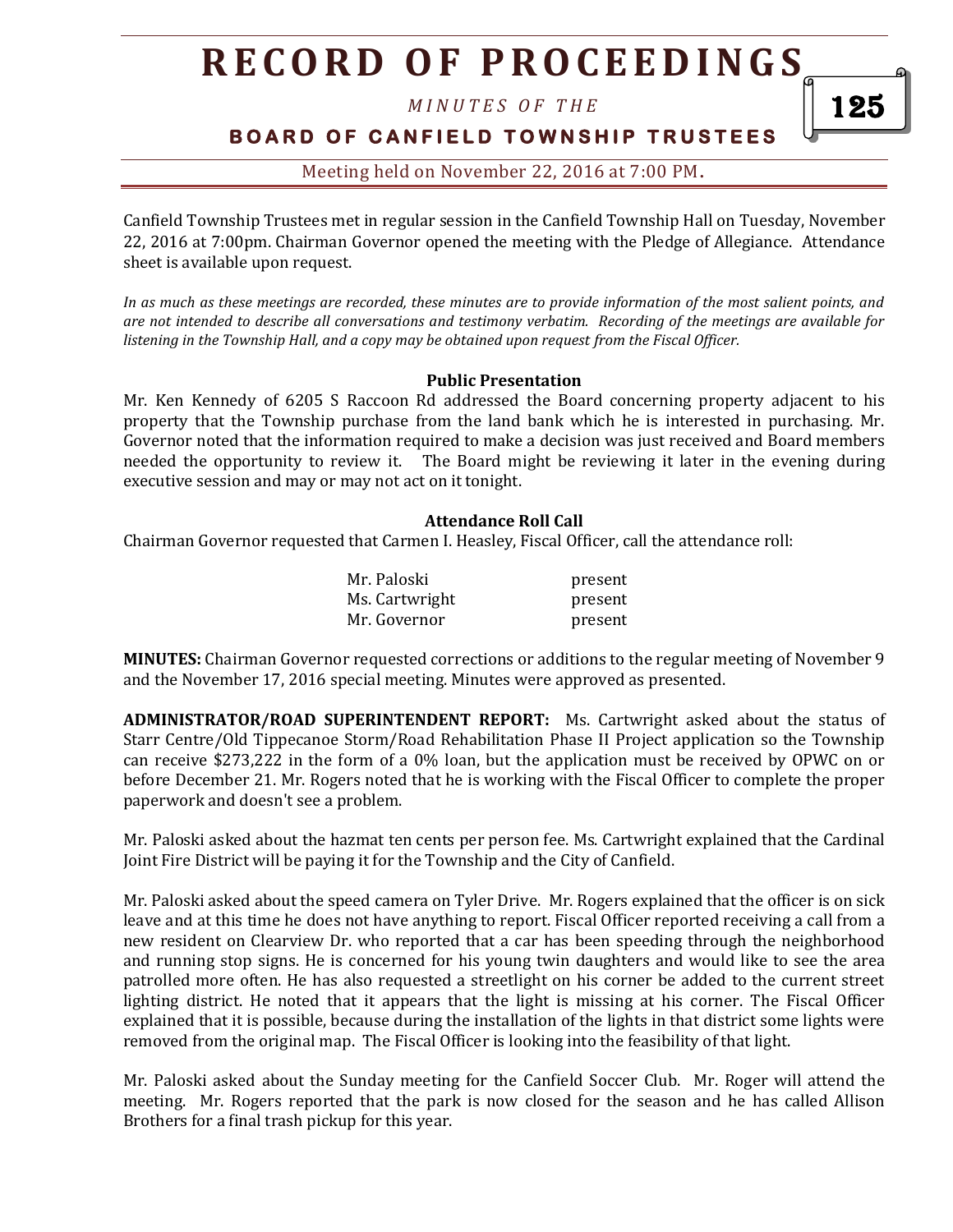# RECORD OF PROCEEDINGS

*MINUTES OF THE*

**BOARD OF CANFIELD TOWNSHIP TRUSTEES**

Meeting held on November 22, 2016 at 7:00 PM.

Canfield Township Trustees met in regular session in the Canfield Township Hall on Tuesday, November 22, 2016 at 7:00pm. Chairman Governor opened the meeting with the Pledge of Allegiance. Attendance sheet is available upon request.

*In as much as these meetings are recorded, these minutes are to provide information of the most salient points, and are not intended to describe all conversations and testimony verbatim. Recording of the meetings are available for listening in the Township Hall, and a copy may be obtained upon request from the Fiscal Officer.*

### Public Presentation

Mr. Ken Kennedy of 6205 S Raccoon Rd addressed the Board concerning property adjacent to his property that the Township purchase from the land bank which he is interested in purchasing. Mr. Governor noted that the information required to make a decision was just received and Board members needed the opportunity to review it. The Board might be reviewing it later in the evening during executive session and may or may not act on it tonight.

### Attendance Roll Call

Chairman Governor requested that Carmen I. Heasley, Fiscal Officer, call the attendance roll:

| | |
|---|---|
| Mr. Paloski | present |
| Ms. Cartwright | present |
| Mr. Governor | present |

**MINUTES:** Chairman Governor requested corrections or additions to the regular meeting of November 9 and the November 17, 2016 special meeting. Minutes were approved as presented.

**ADMINISTRATOR/ROAD SUPERINTENDENT REPORT:** Ms. Cartwright asked about the status of Starr Centre/Old Tippecanoe Storm/Road Rehabilitation Phase II Project application so the Township can receive $273,222 in the form of a 0% loan, but the application must be received by OPWC on or before December 21. Mr. Rogers noted that he is working with the Fiscal Officer to complete the proper paperwork and doesn't see a problem.

Mr. Paloski asked about the hazmat ten cents per person fee. Ms. Cartwright explained that the Cardinal Joint Fire District will be paying it for the Township and the City of Canfield.

Mr. Paloski asked about the speed camera on Tyler Drive. Mr. Rogers explained that the officer is on sick leave and at this time he does not have anything to report. Fiscal Officer reported receiving a call from a new resident on Clearview Dr. who reported that a car has been speeding through the neighborhood and running stop signs. He is concerned for his young twin daughters and would like to see the area patrolled more often. He has also requested a streetlight on his corner be added to the current street lighting district. He noted that it appears that the light is missing at his corner. The Fiscal Officer explained that it is possible, because during the installation of the lights in that district some lights were removed from the original map. The Fiscal Officer is looking into the feasibility of that light.

Mr. Paloski asked about the Sunday meeting for the Canfield Soccer Club. Mr. Roger will attend the meeting. Mr. Rogers reported that the park is now closed for the season and he has called Allison Brothers for a final trash pickup for this year.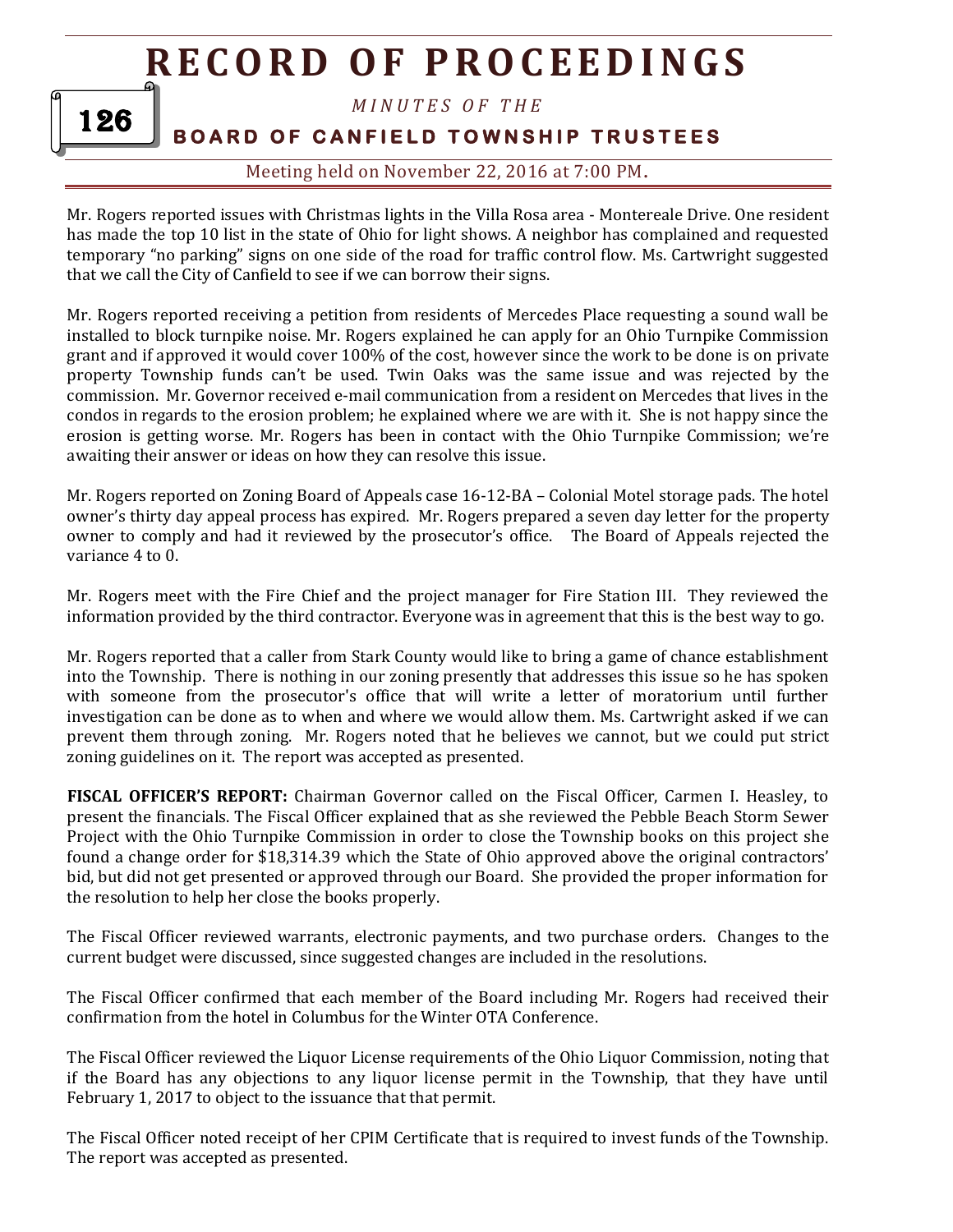Mr. Rogers reported issues with Christmas lights in the Villa Rosa area - Montereale Drive. One resident has made the top 10 list in the state of Ohio for light shows. A neighbor has complained and requested temporary "no parking" signs on one side of the road for traffic control flow. Ms. Cartwright suggested that we call the City of Canfield to see if we can borrow their signs.

Mr. Rogers reported receiving a petition from residents of Mercedes Place requesting a sound wall be installed to block turnpike noise. Mr. Rogers explained he can apply for an Ohio Turnpike Commission grant and if approved it would cover 100% of the cost, however since the work to be done is on private property Township funds can't be used. Twin Oaks was the same issue and was rejected by the commission. Mr. Governor received e-mail communication from a resident on Mercedes that lives in the condos in regards to the erosion problem; he explained where we are with it. She is not happy since the erosion is getting worse. Mr. Rogers has been in contact with the Ohio Turnpike Commission; we're awaiting their answer or ideas on how they can resolve this issue.

Mr. Rogers reported on Zoning Board of Appeals case 16-12-BA – Colonial Motel storage pads. The hotel owner's thirty day appeal process has expired. Mr. Rogers prepared a seven day letter for the property owner to comply and had it reviewed by the prosecutor's office. The Board of Appeals rejected the variance 4 to 0.

Mr. Rogers meet with the Fire Chief and the project manager for Fire Station III. They reviewed the information provided by the third contractor. Everyone was in agreement that this is the best way to go.

Mr. Rogers reported that a caller from Stark County would like to bring a game of chance establishment into the Township. There is nothing in our zoning presently that addresses this issue so he has spoken with someone from the prosecutor's office that will write a letter of moratorium until further investigation can be done as to when and where we would allow them. Ms. Cartwright asked if we can prevent them through zoning. Mr. Rogers noted that he believes we cannot, but we could put strict zoning guidelines on it. The report was accepted as presented.

**FISCAL OFFICER'S REPORT:** Chairman Governor called on the Fiscal Officer, Carmen I. Heasley, to present the financials. The Fiscal Officer explained that as she reviewed the Pebble Beach Storm Sewer Project with the Ohio Turnpike Commission in order to close the Township books on this project she found a change order for $18,314.39 which the State of Ohio approved above the original contractors' bid, but did not get presented or approved through our Board. She provided the proper information for the resolution to help her close the books properly.

The Fiscal Officer reviewed warrants, electronic payments, and two purchase orders. Changes to the current budget were discussed, since suggested changes are included in the resolutions.

The Fiscal Officer confirmed that each member of the Board including Mr. Rogers had received their confirmation from the hotel in Columbus for the Winter OTA Conference.

The Fiscal Officer reviewed the Liquor License requirements of the Ohio Liquor Commission, noting that if the Board has any objections to any liquor license permit in the Township, that they have until February 1, 2017 to object to the issuance that that permit.

The Fiscal Officer noted receipt of her CPIM Certificate that is required to invest funds of the Township. The report was accepted as presented.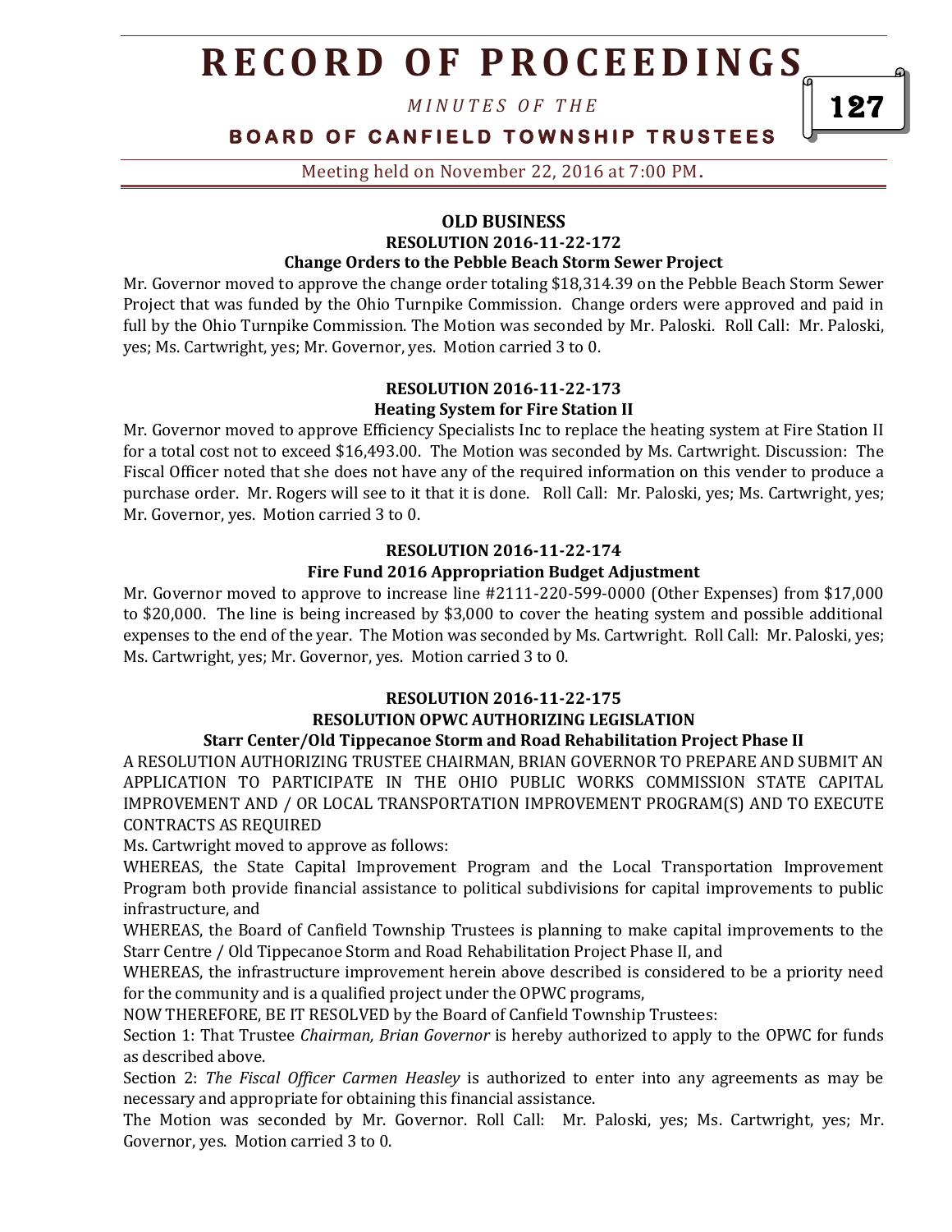## OLD BUSINESS

### RESOLUTION 2016-11-22-172

**Change Orders to the Pebble Beach Storm Sewer Project**

Mr. Governor moved to approve the change order totaling $18,314.39 on the Pebble Beach Storm Sewer Project that was funded by the Ohio Turnpike Commission. Change orders were approved and paid in full by the Ohio Turnpike Commission. The Motion was seconded by Mr. Paloski. Roll Call: Mr. Paloski, yes; Ms. Cartwright, yes; Mr. Governor, yes. Motion carried 3 to 0.

### RESOLUTION 2016-11-22-173

**Heating System for Fire Station II**

Mr. Governor moved to approve Efficiency Specialists Inc to replace the heating system at Fire Station II for a total cost not to exceed $16,493.00. The Motion was seconded by Ms. Cartwright. Discussion: The Fiscal Officer noted that she does not have any of the required information on this vender to produce a purchase order. Mr. Rogers will see to it that it is done. Roll Call: Mr. Paloski, yes; Ms. Cartwright, yes; Mr. Governor, yes. Motion carried 3 to 0.

### RESOLUTION 2016-11-22-174

**Fire Fund 2016 Appropriation Budget Adjustment**

Mr. Governor moved to approve to increase line #2111-220-599-0000 (Other Expenses) from $17,000 to $20,000. The line is being increased by $3,000 to cover the heating system and possible additional expenses to the end of the year. The Motion was seconded by Ms. Cartwright. Roll Call: Mr. Paloski, yes; Ms. Cartwright, yes; Mr. Governor, yes. Motion carried 3 to 0.

### RESOLUTION 2016-11-22-175

### RESOLUTION OPWC AUTHORIZING LEGISLATION

**Starr Center/Old Tippecanoe Storm and Road Rehabilitation Project Phase II**

A RESOLUTION AUTHORIZING TRUSTEE CHAIRMAN, BRIAN GOVERNOR TO PREPARE AND SUBMIT AN APPLICATION TO PARTICIPATE IN THE OHIO PUBLIC WORKS COMMISSION STATE CAPITAL IMPROVEMENT AND / OR LOCAL TRANSPORTATION IMPROVEMENT PROGRAM(S) AND TO EXECUTE CONTRACTS AS REQUIRED

Ms. Cartwright moved to approve as follows:

WHEREAS, the State Capital Improvement Program and the Local Transportation Improvement Program both provide financial assistance to political subdivisions for capital improvements to public infrastructure, and

WHEREAS, the Board of Canfield Township Trustees is planning to make capital improvements to the Starr Centre / Old Tippecanoe Storm and Road Rehabilitation Project Phase II, and

WHEREAS, the infrastructure improvement herein above described is considered to be a priority need for the community and is a qualified project under the OPWC programs,

NOW THEREFORE, BE IT RESOLVED by the Board of Canfield Township Trustees:

Section 1: That Trustee *Chairman, Brian Governor* is hereby authorized to apply to the OPWC for funds as described above.

Section 2: *The Fiscal Officer Carmen Heasley* is authorized to enter into any agreements as may be necessary and appropriate for obtaining this financial assistance.

The Motion was seconded by Mr. Governor. Roll Call: Mr. Paloski, yes; Ms. Cartwright, yes; Mr. Governor, yes. Motion carried 3 to 0.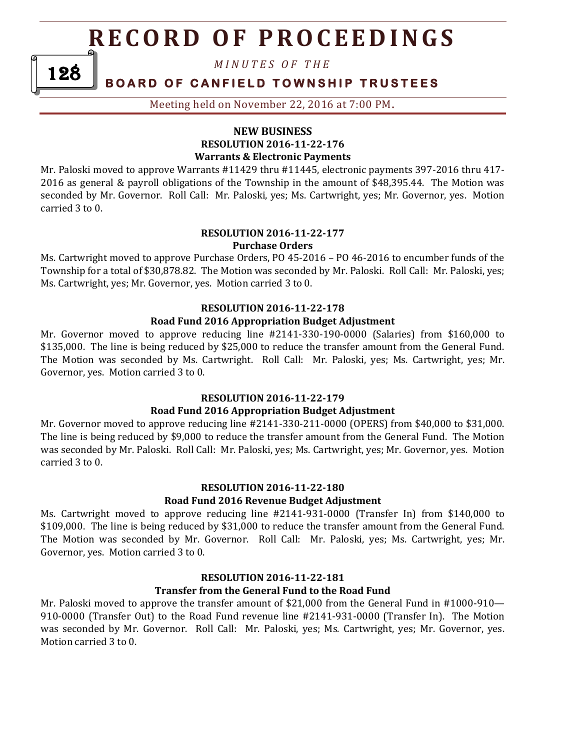## NEW BUSINESS

### RESOLUTION 2016-11-22-176

**Warrants & Electronic Payments**

Mr. Paloski moved to approve Warrants #11429 thru #11445, electronic payments 397-2016 thru 417-2016 as general & payroll obligations of the Township in the amount of $48,395.44. The Motion was seconded by Mr. Governor. Roll Call: Mr. Paloski, yes; Ms. Cartwright, yes; Mr. Governor, yes. Motion carried 3 to 0.

### RESOLUTION 2016-11-22-177

**Purchase Orders**

Ms. Cartwright moved to approve Purchase Orders, PO 45-2016 – PO 46-2016 to encumber funds of the Township for a total of $30,878.82. The Motion was seconded by Mr. Paloski. Roll Call: Mr. Paloski, yes; Ms. Cartwright, yes; Mr. Governor, yes. Motion carried 3 to 0.

### RESOLUTION 2016-11-22-178

**Road Fund 2016 Appropriation Budget Adjustment**

Mr. Governor moved to approve reducing line #2141-330-190-0000 (Salaries) from $160,000 to $135,000. The line is being reduced by $25,000 to reduce the transfer amount from the General Fund. The Motion was seconded by Ms. Cartwright. Roll Call: Mr. Paloski, yes; Ms. Cartwright, yes; Mr. Governor, yes. Motion carried 3 to 0.

### RESOLUTION 2016-11-22-179

**Road Fund 2016 Appropriation Budget Adjustment**

Mr. Governor moved to approve reducing line #2141-330-211-0000 (OPERS) from $40,000 to $31,000. The line is being reduced by $9,000 to reduce the transfer amount from the General Fund. The Motion was seconded by Mr. Paloski. Roll Call: Mr. Paloski, yes; Ms. Cartwright, yes; Mr. Governor, yes. Motion carried 3 to 0.

### RESOLUTION 2016-11-22-180

**Road Fund 2016 Revenue Budget Adjustment**

Ms. Cartwright moved to approve reducing line #2141-931-0000 (Transfer In) from $140,000 to $109,000. The line is being reduced by $31,000 to reduce the transfer amount from the General Fund. The Motion was seconded by Mr. Governor. Roll Call: Mr. Paloski, yes; Ms. Cartwright, yes; Mr. Governor, yes. Motion carried 3 to 0.

### RESOLUTION 2016-11-22-181

**Transfer from the General Fund to the Road Fund**

Mr. Paloski moved to approve the transfer amount of $21,000 from the General Fund in #1000-910—910-0000 (Transfer Out) to the Road Fund revenue line #2141-931-0000 (Transfer In). The Motion was seconded by Mr. Governor. Roll Call: Mr. Paloski, yes; Ms. Cartwright, yes; Mr. Governor, yes. Motion carried 3 to 0.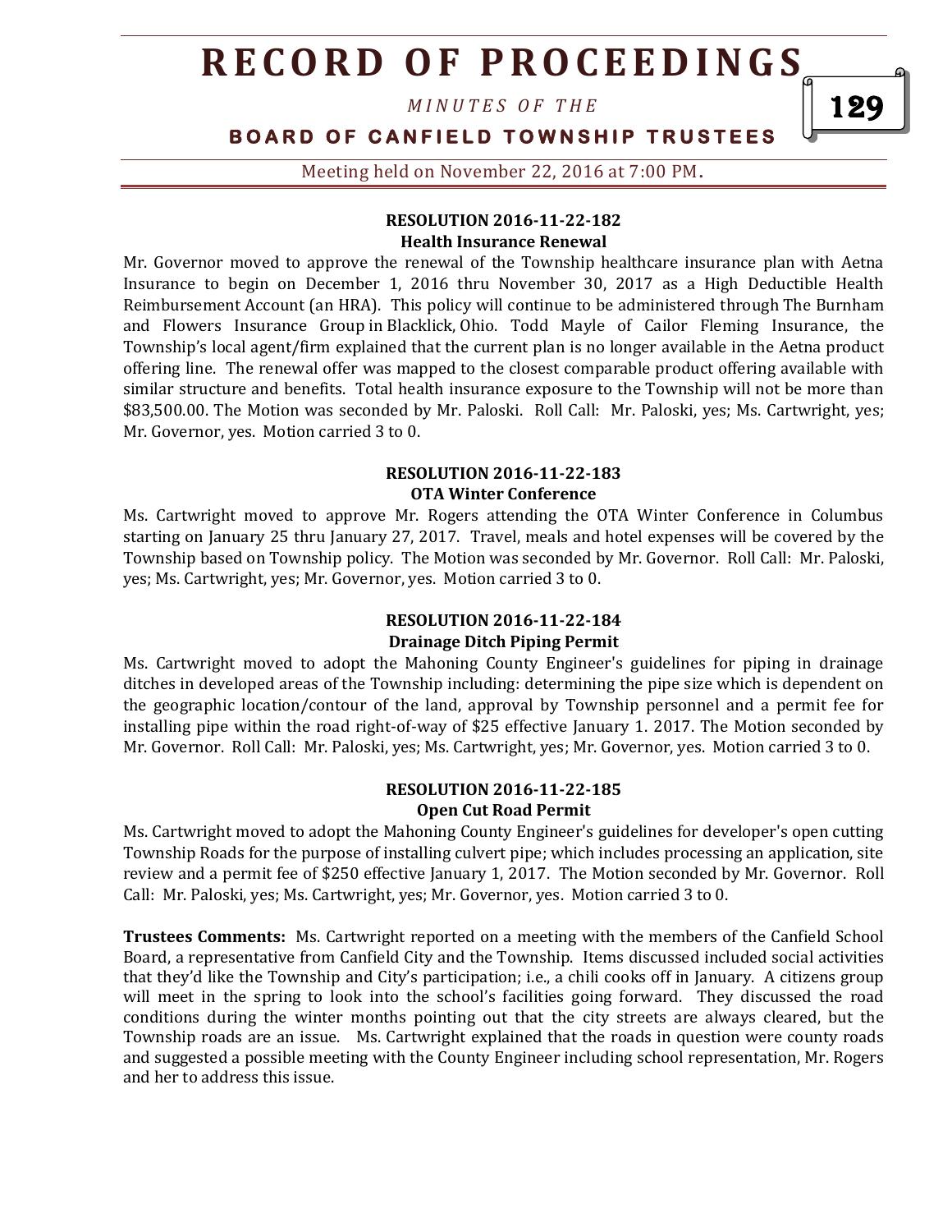**RESOLUTION 2016-11-22-182**
**Health Insurance Renewal**

Mr. Governor moved to approve the renewal of the Township healthcare insurance plan with Aetna Insurance to begin on December 1, 2016 thru November 30, 2017 as a High Deductible Health Reimbursement Account (an HRA). This policy will continue to be administered through The Burnham and Flowers Insurance Group in Blacklick, Ohio. Todd Mayle of Cailor Fleming Insurance, the Township's local agent/firm explained that the current plan is no longer available in the Aetna product offering line. The renewal offer was mapped to the closest comparable product offering available with similar structure and benefits. Total health insurance exposure to the Township will not be more than $83,500.00. The Motion was seconded by Mr. Paloski. Roll Call: Mr. Paloski, yes; Ms. Cartwright, yes; Mr. Governor, yes. Motion carried 3 to 0.

**RESOLUTION 2016-11-22-183**
**OTA Winter Conference**

Ms. Cartwright moved to approve Mr. Rogers attending the OTA Winter Conference in Columbus starting on January 25 thru January 27, 2017. Travel, meals and hotel expenses will be covered by the Township based on Township policy. The Motion was seconded by Mr. Governor. Roll Call: Mr. Paloski, yes; Ms. Cartwright, yes; Mr. Governor, yes. Motion carried 3 to 0.

**RESOLUTION 2016-11-22-184**
**Drainage Ditch Piping Permit**

Ms. Cartwright moved to adopt the Mahoning County Engineer's guidelines for piping in drainage ditches in developed areas of the Township including: determining the pipe size which is dependent on the geographic location/contour of the land, approval by Township personnel and a permit fee for installing pipe within the road right-of-way of $25 effective January 1. 2017. The Motion seconded by Mr. Governor. Roll Call: Mr. Paloski, yes; Ms. Cartwright, yes; Mr. Governor, yes. Motion carried 3 to 0.

**RESOLUTION 2016-11-22-185**
**Open Cut Road Permit**

Ms. Cartwright moved to adopt the Mahoning County Engineer's guidelines for developer's open cutting Township Roads for the purpose of installing culvert pipe; which includes processing an application, site review and a permit fee of $250 effective January 1, 2017. The Motion seconded by Mr. Governor. Roll Call: Mr. Paloski, yes; Ms. Cartwright, yes; Mr. Governor, yes. Motion carried 3 to 0.

**Trustees Comments:** Ms. Cartwright reported on a meeting with the members of the Canfield School Board, a representative from Canfield City and the Township. Items discussed included social activities that they'd like the Township and City's participation; i.e., a chili cooks off in January. A citizens group will meet in the spring to look into the school's facilities going forward. They discussed the road conditions during the winter months pointing out that the city streets are always cleared, but the Township roads are an issue. Ms. Cartwright explained that the roads in question were county roads and suggested a possible meeting with the County Engineer including school representation, Mr. Rogers and her to address this issue.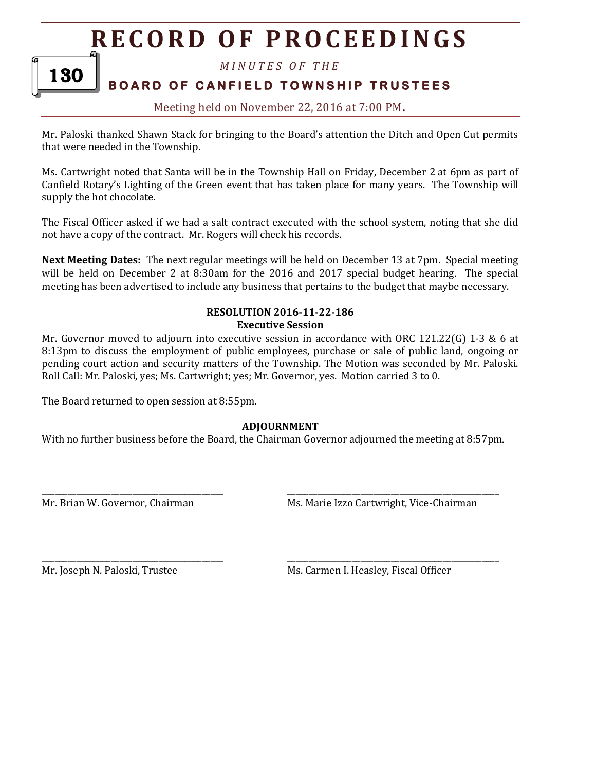Mr. Paloski thanked Shawn Stack for bringing to the Board's attention the Ditch and Open Cut permits that were needed in the Township.

Ms. Cartwright noted that Santa will be in the Township Hall on Friday, December 2 at 6pm as part of Canfield Rotary's Lighting of the Green event that has taken place for many years. The Township will supply the hot chocolate.

The Fiscal Officer asked if we had a salt contract executed with the school system, noting that she did not have a copy of the contract. Mr. Rogers will check his records.

**Next Meeting Dates:** The next regular meetings will be held on December 13 at 7pm. Special meeting will be held on December 2 at 8:30am for the 2016 and 2017 special budget hearing. The special meeting has been advertised to include any business that pertains to the budget that maybe necessary.

**RESOLUTION 2016-11-22-186**
**Executive Session**

Mr. Governor moved to adjourn into executive session in accordance with ORC 121.22(G) 1-3 & 6 at 8:13pm to discuss the employment of public employees, purchase or sale of public land, ongoing or pending court action and security matters of the Township. The Motion was seconded by Mr. Paloski. Roll Call: Mr. Paloski, yes; Ms. Cartwright; yes; Mr. Governor, yes. Motion carried 3 to 0.

The Board returned to open session at 8:55pm.

**ADJOURNMENT**

With no further business before the Board, the Chairman Governor adjourned the meeting at 8:57pm.

\_\_\_\_\_\_\_\_\_\_\_\_\_\_\_\_\_\_\_\_\_\_\_\_\_\_\_\_\_\_\_\_\_\_\_\_\_\_\_\_
Mr. Brian W. Governor, Chairman

\_\_\_\_\_\_\_\_\_\_\_\_\_\_\_\_\_\_\_\_\_\_\_\_\_\_\_\_\_\_\_\_\_\_\_\_\_\_\_\_
Ms. Marie Izzo Cartwright, Vice-Chairman

\_\_\_\_\_\_\_\_\_\_\_\_\_\_\_\_\_\_\_\_\_\_\_\_\_\_\_\_\_\_\_\_\_\_\_\_\_\_\_\_
Mr. Joseph N. Paloski, Trustee

\_\_\_\_\_\_\_\_\_\_\_\_\_\_\_\_\_\_\_\_\_\_\_\_\_\_\_\_\_\_\_\_\_\_\_\_\_\_\_\_
Ms. Carmen I. Heasley, Fiscal Officer